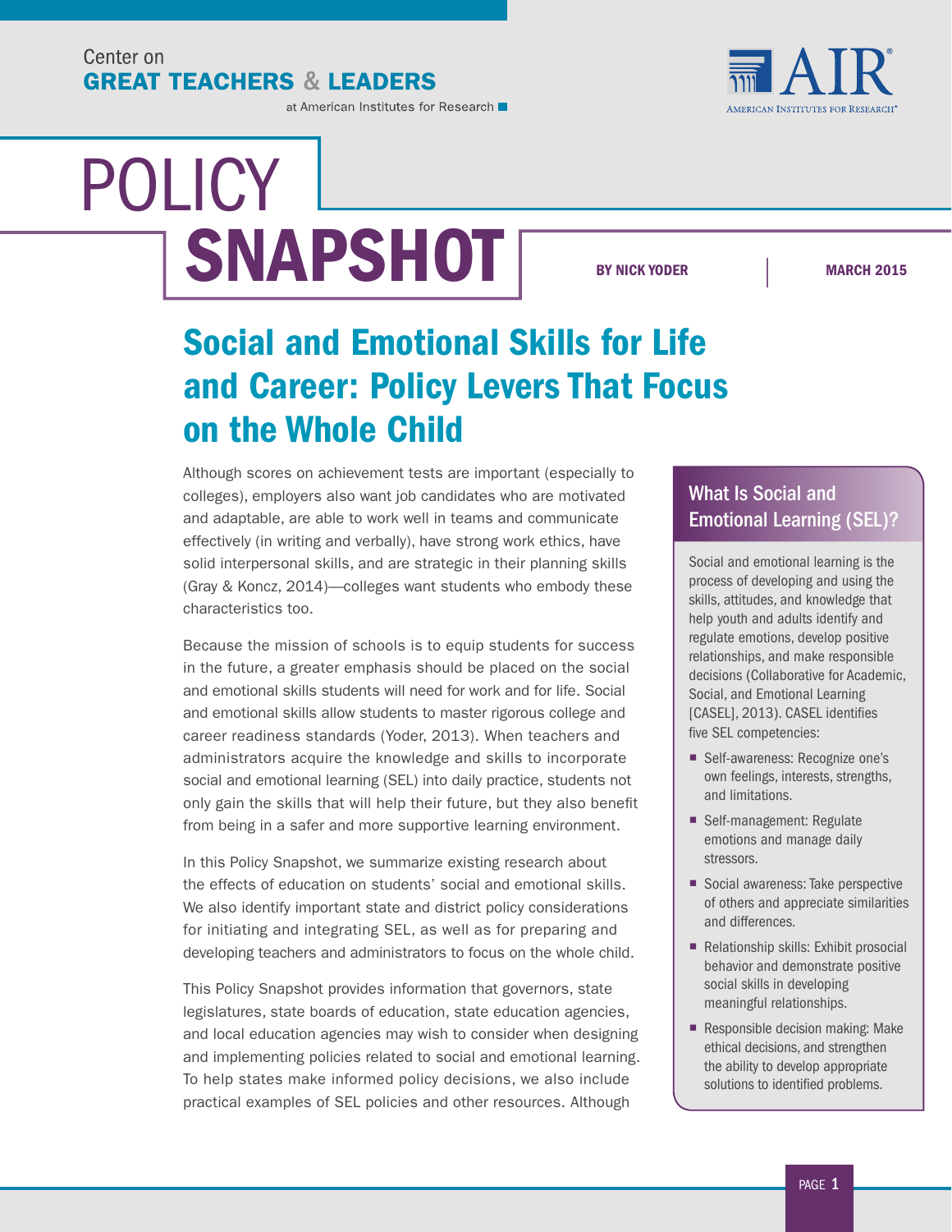Center on
**GREAT TEACHERS & LEADERS**
at American Institutes for Research

AIR
AMERICAN INSTITUTES FOR RESEARCH®

# POLICY SNAPSHOT

**BY NICK YODER** | **MARCH 2015**

## Social and Emotional Skills for Life and Career: Policy Levers That Focus on the Whole Child

Although scores on achievement tests are important (especially to colleges), employers also want job candidates who are motivated and adaptable, are able to work well in teams and communicate effectively (in writing and verbally), have strong work ethics, have solid interpersonal skills, and are strategic in their planning skills (Gray & Koncz, 2014)—colleges want students who embody these characteristics too.

Because the mission of schools is to equip students for success in the future, a greater emphasis should be placed on the social and emotional skills students will need for work and for life. Social and emotional skills allow students to master rigorous college and career readiness standards (Yoder, 2013). When teachers and administrators acquire the knowledge and skills to incorporate social and emotional learning (SEL) into daily practice, students not only gain the skills that will help their future, but they also benefit from being in a safer and more supportive learning environment.

In this Policy Snapshot, we summarize existing research about the effects of education on students' social and emotional skills. We also identify important state and district policy considerations for initiating and integrating SEL, as well as for preparing and developing teachers and administrators to focus on the whole child.

This Policy Snapshot provides information that governors, state legislatures, state boards of education, state education agencies, and local education agencies may wish to consider when designing and implementing policies related to social and emotional learning. To help states make informed policy decisions, we also include practical examples of SEL policies and other resources. Although

### What Is Social and Emotional Learning (SEL)?

Social and emotional learning is the process of developing and using the skills, attitudes, and knowledge that help youth and adults identify and regulate emotions, develop positive relationships, and make responsible decisions (Collaborative for Academic, Social, and Emotional Learning [CASEL], 2013). CASEL identifies five SEL competencies:

- Self-awareness: Recognize one's own feelings, interests, strengths, and limitations.
- Self-management: Regulate emotions and manage daily stressors.
- Social awareness: Take perspective of others and appreciate similarities and differences.
- Relationship skills: Exhibit prosocial behavior and demonstrate positive social skills in developing meaningful relationships.
- Responsible decision making: Make ethical decisions, and strengthen the ability to develop appropriate solutions to identified problems.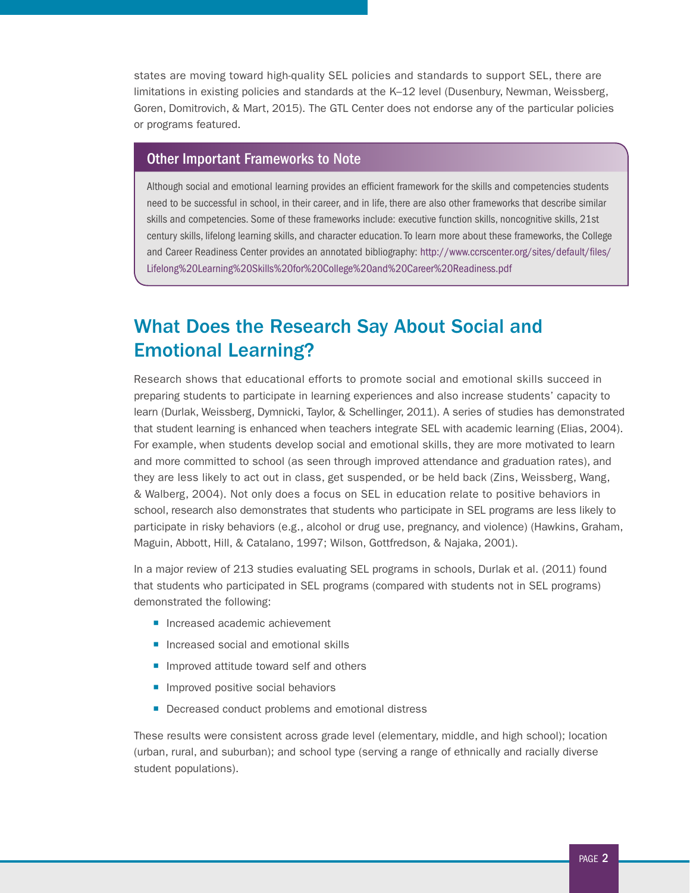states are moving toward high-quality SEL policies and standards to support SEL, there are limitations in existing policies and standards at the K–12 level (Dusenbury, Newman, Weissberg, Goren, Domitrovich, & Mart, 2015). The GTL Center does not endorse any of the particular policies or programs featured.

### Other Important Frameworks to Note

Although social and emotional learning provides an efficient framework for the skills and competencies students need to be successful in school, in their career, and in life, there are also other frameworks that describe similar skills and competencies. Some of these frameworks include: executive function skills, noncognitive skills, 21st century skills, lifelong learning skills, and character education. To learn more about these frameworks, the College and Career Readiness Center provides an annotated bibliography: http://www.ccrscenter.org/sites/default/files/Lifelong%20Learning%20Skills%20for%20College%20and%20Career%20Readiness.pdf

## What Does the Research Say About Social and Emotional Learning?

Research shows that educational efforts to promote social and emotional skills succeed in preparing students to participate in learning experiences and also increase students' capacity to learn (Durlak, Weissberg, Dymnicki, Taylor, & Schellinger, 2011). A series of studies has demonstrated that student learning is enhanced when teachers integrate SEL with academic learning (Elias, 2004). For example, when students develop social and emotional skills, they are more motivated to learn and more committed to school (as seen through improved attendance and graduation rates), and they are less likely to act out in class, get suspended, or be held back (Zins, Weissberg, Wang, & Walberg, 2004). Not only does a focus on SEL in education relate to positive behaviors in school, research also demonstrates that students who participate in SEL programs are less likely to participate in risky behaviors (e.g., alcohol or drug use, pregnancy, and violence) (Hawkins, Graham, Maguin, Abbott, Hill, & Catalano, 1997; Wilson, Gottfredson, & Najaka, 2001).

In a major review of 213 studies evaluating SEL programs in schools, Durlak et al. (2011) found that students who participated in SEL programs (compared with students not in SEL programs) demonstrated the following:

- Increased academic achievement
- Increased social and emotional skills
- Improved attitude toward self and others
- Improved positive social behaviors
- Decreased conduct problems and emotional distress

These results were consistent across grade level (elementary, middle, and high school); location (urban, rural, and suburban); and school type (serving a range of ethnically and racially diverse student populations).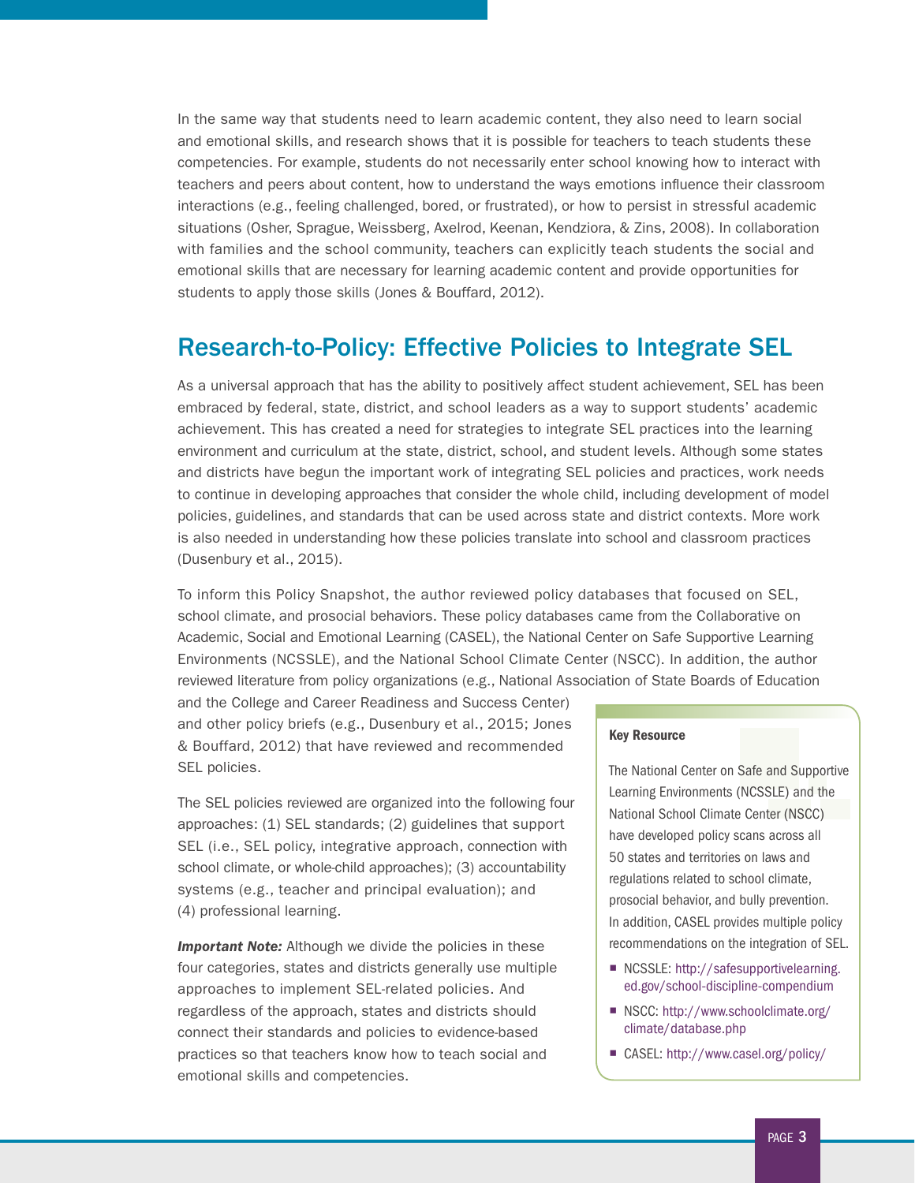In the same way that students need to learn academic content, they also need to learn social and emotional skills, and research shows that it is possible for teachers to teach students these competencies. For example, students do not necessarily enter school knowing how to interact with teachers and peers about content, how to understand the ways emotions influence their classroom interactions (e.g., feeling challenged, bored, or frustrated), or how to persist in stressful academic situations (Osher, Sprague, Weissberg, Axelrod, Keenan, Kendziora, & Zins, 2008). In collaboration with families and the school community, teachers can explicitly teach students the social and emotional skills that are necessary for learning academic content and provide opportunities for students to apply those skills (Jones & Bouffard, 2012).

## Research-to-Policy: Effective Policies to Integrate SEL

As a universal approach that has the ability to positively affect student achievement, SEL has been embraced by federal, state, district, and school leaders as a way to support students' academic achievement. This has created a need for strategies to integrate SEL practices into the learning environment and curriculum at the state, district, school, and student levels. Although some states and districts have begun the important work of integrating SEL policies and practices, work needs to continue in developing approaches that consider the whole child, including development of model policies, guidelines, and standards that can be used across state and district contexts. More work is also needed in understanding how these policies translate into school and classroom practices (Dusenbury et al., 2015).

To inform this Policy Snapshot, the author reviewed policy databases that focused on SEL, school climate, and prosocial behaviors. These policy databases came from the Collaborative on Academic, Social and Emotional Learning (CASEL), the National Center on Safe Supportive Learning Environments (NCSSLE), and the National School Climate Center (NSCC). In addition, the author reviewed literature from policy organizations (e.g., National Association of State Boards of Education and the College and Career Readiness and Success Center) and other policy briefs (e.g., Dusenbury et al., 2015; Jones & Bouffard, 2012) that have reviewed and recommended SEL policies.

The SEL policies reviewed are organized into the following four approaches: (1) SEL standards; (2) guidelines that support SEL (i.e., SEL policy, integrative approach, connection with school climate, or whole-child approaches); (3) accountability systems (e.g., teacher and principal evaluation); and (4) professional learning.

***Important Note:*** Although we divide the policies in these four categories, states and districts generally use multiple approaches to implement SEL-related policies. And regardless of the approach, states and districts should connect their standards and policies to evidence-based practices so that teachers know how to teach social and emotional skills and competencies.

**Key Resource**

The National Center on Safe and Supportive Learning Environments (NCSSLE) and the National School Climate Center (NSCC) have developed policy scans across all 50 states and territories on laws and regulations related to school climate, prosocial behavior, and bully prevention. In addition, CASEL provides multiple policy recommendations on the integration of SEL.

- NCSSLE: http://safesupportivelearning.ed.gov/school-discipline-compendium
- NSCC: http://www.schoolclimate.org/climate/database.php
- CASEL: http://www.casel.org/policy/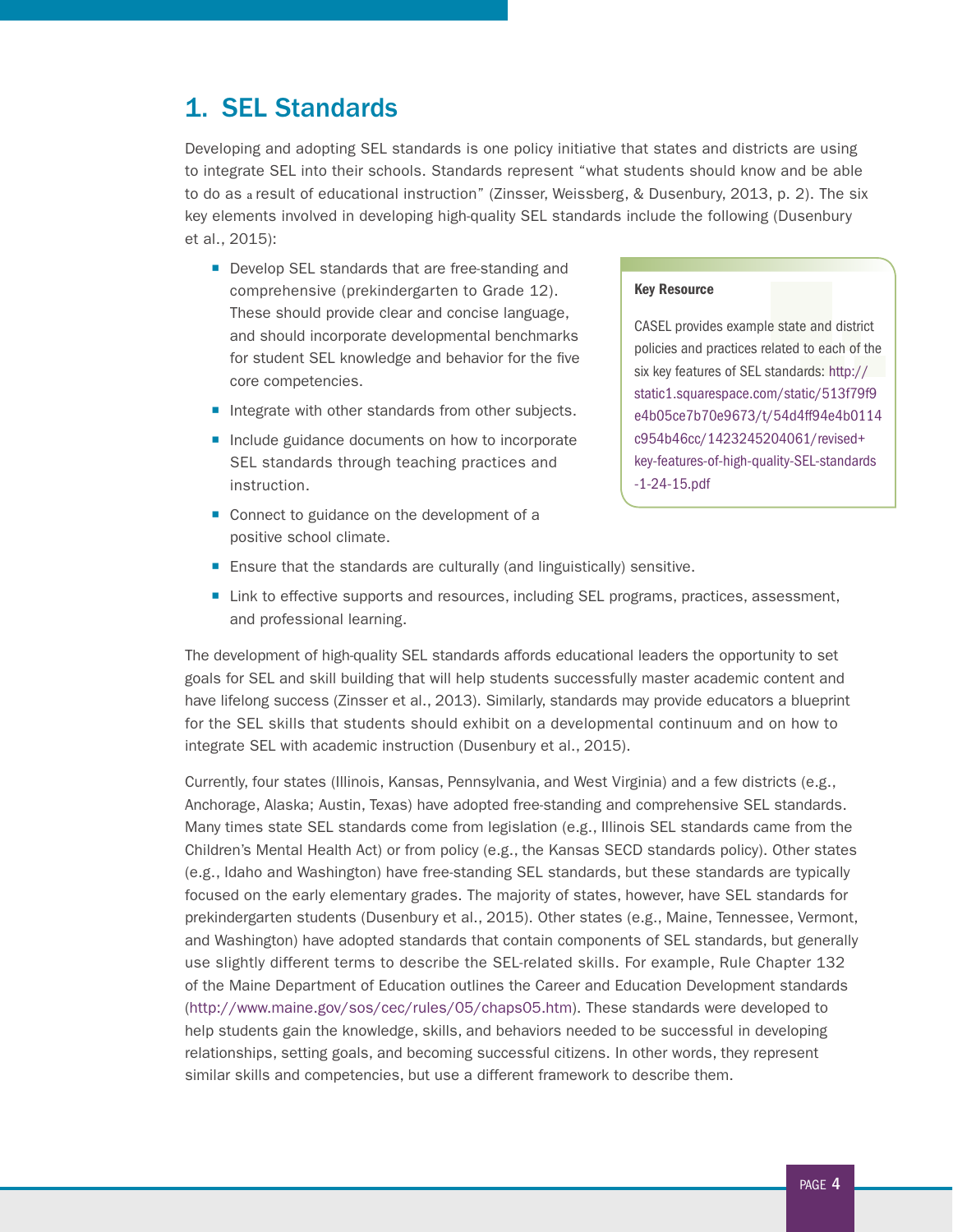## 1. SEL Standards

Developing and adopting SEL standards is one policy initiative that states and districts are using to integrate SEL into their schools. Standards represent "what students should know and be able to do as a result of educational instruction" (Zinsser, Weissberg, & Dusenbury, 2013, p. 2). The six key elements involved in developing high-quality SEL standards include the following (Dusenbury et al., 2015):

- Develop SEL standards that are free-standing and comprehensive (prekindergarten to Grade 12). These should provide clear and concise language, and should incorporate developmental benchmarks for student SEL knowledge and behavior for the five core competencies.
- Integrate with other standards from other subjects.
- Include guidance documents on how to incorporate SEL standards through teaching practices and instruction.
- Connect to guidance on the development of a positive school climate.
- Ensure that the standards are culturally (and linguistically) sensitive.
- Link to effective supports and resources, including SEL programs, practices, assessment, and professional learning.

**Key Resource**

CASEL provides example state and district policies and practices related to each of the six key features of SEL standards: http://static1.squarespace.com/static/513f79f9e4b05ce7b70e9673/t/54d4ff94e4b0114c954b46cc/1423245204061/revised+key-features-of-high-quality-SEL-standards-1-24-15.pdf

The development of high-quality SEL standards affords educational leaders the opportunity to set goals for SEL and skill building that will help students successfully master academic content and have lifelong success (Zinsser et al., 2013). Similarly, standards may provide educators a blueprint for the SEL skills that students should exhibit on a developmental continuum and on how to integrate SEL with academic instruction (Dusenbury et al., 2015).

Currently, four states (Illinois, Kansas, Pennsylvania, and West Virginia) and a few districts (e.g., Anchorage, Alaska; Austin, Texas) have adopted free-standing and comprehensive SEL standards. Many times state SEL standards come from legislation (e.g., Illinois SEL standards came from the Children's Mental Health Act) or from policy (e.g., the Kansas SECD standards policy). Other states (e.g., Idaho and Washington) have free-standing SEL standards, but these standards are typically focused on the early elementary grades. The majority of states, however, have SEL standards for prekindergarten students (Dusenbury et al., 2015). Other states (e.g., Maine, Tennessee, Vermont, and Washington) have adopted standards that contain components of SEL standards, but generally use slightly different terms to describe the SEL-related skills. For example, Rule Chapter 132 of the Maine Department of Education outlines the Career and Education Development standards (http://www.maine.gov/sos/cec/rules/05/chaps05.htm). These standards were developed to help students gain the knowledge, skills, and behaviors needed to be successful in developing relationships, setting goals, and becoming successful citizens. In other words, they represent similar skills and competencies, but use a different framework to describe them.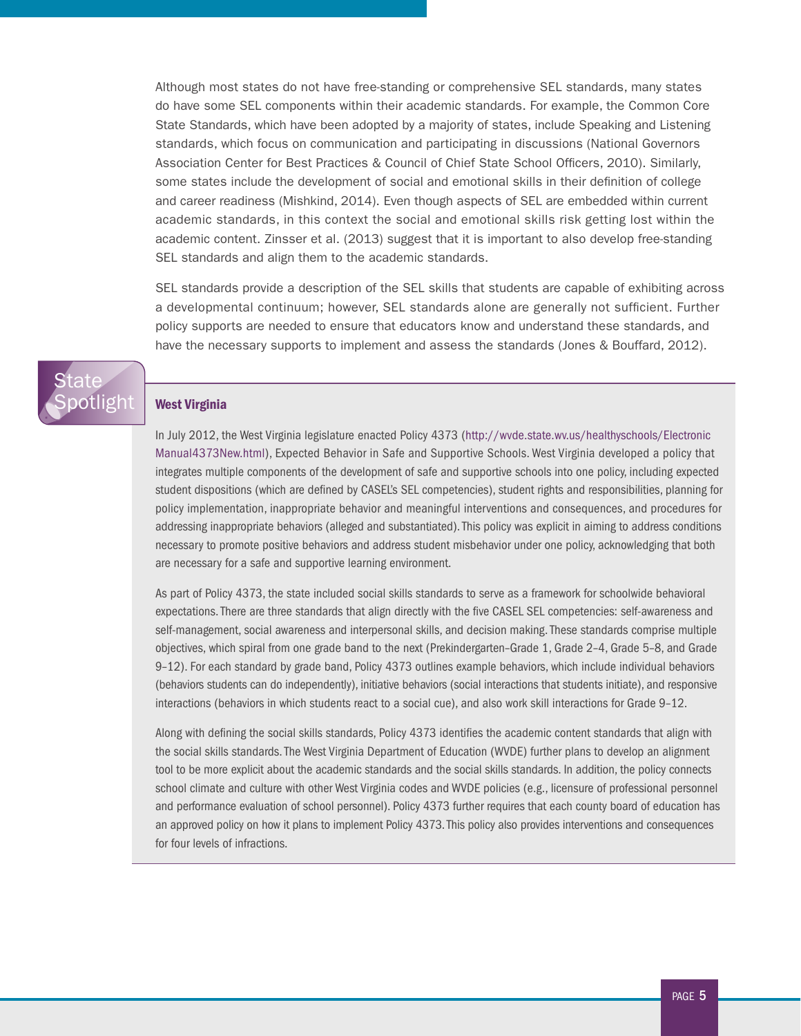Although most states do not have free-standing or comprehensive SEL standards, many states do have some SEL components within their academic standards. For example, the Common Core State Standards, which have been adopted by a majority of states, include Speaking and Listening standards, which focus on communication and participating in discussions (National Governors Association Center for Best Practices & Council of Chief State School Officers, 2010). Similarly, some states include the development of social and emotional skills in their definition of college and career readiness (Mishkind, 2014). Even though aspects of SEL are embedded within current academic standards, in this context the social and emotional skills risk getting lost within the academic content. Zinsser et al. (2013) suggest that it is important to also develop free-standing SEL standards and align them to the academic standards.

SEL standards provide a description of the SEL skills that students are capable of exhibiting across a developmental continuum; however, SEL standards alone are generally not sufficient. Further policy supports are needed to ensure that educators know and understand these standards, and have the necessary supports to implement and assess the standards (Jones & Bouffard, 2012).

State Spotlight

**West Virginia**

In July 2012, the West Virginia legislature enacted Policy 4373 (http://wvde.state.wv.us/healthyschools/ElectronicManual4373New.html), Expected Behavior in Safe and Supportive Schools. West Virginia developed a policy that integrates multiple components of the development of safe and supportive schools into one policy, including expected student dispositions (which are defined by CASEL's SEL competencies), student rights and responsibilities, planning for policy implementation, inappropriate behavior and meaningful interventions and consequences, and procedures for addressing inappropriate behaviors (alleged and substantiated). This policy was explicit in aiming to address conditions necessary to promote positive behaviors and address student misbehavior under one policy, acknowledging that both are necessary for a safe and supportive learning environment.

As part of Policy 4373, the state included social skills standards to serve as a framework for schoolwide behavioral expectations. There are three standards that align directly with the five CASEL SEL competencies: self-awareness and self-management, social awareness and interpersonal skills, and decision making. These standards comprise multiple objectives, which spiral from one grade band to the next (Prekindergarten–Grade 1, Grade 2–4, Grade 5–8, and Grade 9–12). For each standard by grade band, Policy 4373 outlines example behaviors, which include individual behaviors (behaviors students can do independently), initiative behaviors (social interactions that students initiate), and responsive interactions (behaviors in which students react to a social cue), and also work skill interactions for Grade 9–12.

Along with defining the social skills standards, Policy 4373 identifies the academic content standards that align with the social skills standards. The West Virginia Department of Education (WVDE) further plans to develop an alignment tool to be more explicit about the academic standards and the social skills standards. In addition, the policy connects school climate and culture with other West Virginia codes and WVDE policies (e.g., licensure of professional personnel and performance evaluation of school personnel). Policy 4373 further requires that each county board of education has an approved policy on how it plans to implement Policy 4373. This policy also provides interventions and consequences for four levels of infractions.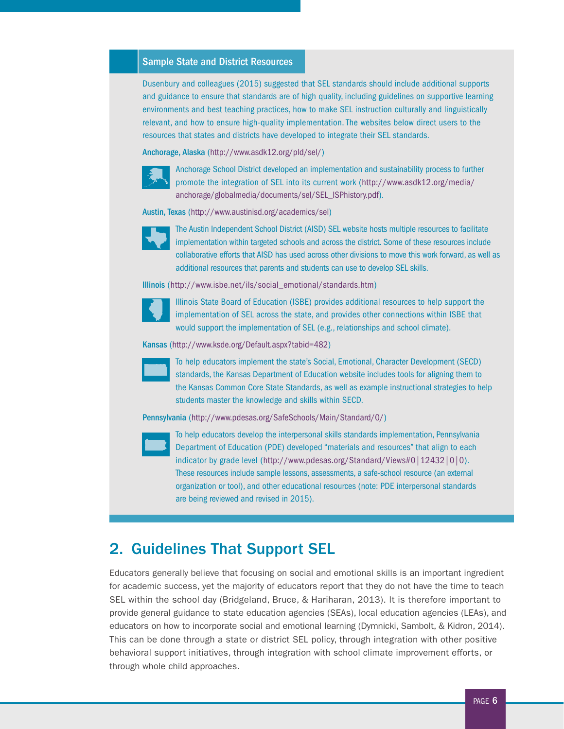### Sample State and District Resources

Dusenbury and colleagues (2015) suggested that SEL standards should include additional supports and guidance to ensure that standards are of high quality, including guidelines on supportive learning environments and best teaching practices, how to make SEL instruction culturally and linguistically relevant, and how to ensure high-quality implementation. The websites below direct users to the resources that states and districts have developed to integrate their SEL standards.

**Anchorage, Alaska** (http://www.asdk12.org/pld/sel/)

Anchorage School District developed an implementation and sustainability process to further promote the integration of SEL into its current work (http://www.asdk12.org/media/anchorage/globalmedia/documents/sel/SEL_ISPhistory.pdf).

**Austin, Texas** (http://www.austinisd.org/academics/sel)

The Austin Independent School District (AISD) SEL website hosts multiple resources to facilitate implementation within targeted schools and across the district. Some of these resources include collaborative efforts that AISD has used across other divisions to move this work forward, as well as additional resources that parents and students can use to develop SEL skills.

**Illinois** (http://www.isbe.net/ils/social_emotional/standards.htm)

Illinois State Board of Education (ISBE) provides additional resources to help support the implementation of SEL across the state, and provides other connections within ISBE that would support the implementation of SEL (e.g., relationships and school climate).

**Kansas** (http://www.ksde.org/Default.aspx?tabid=482)

To help educators implement the state's Social, Emotional, Character Development (SECD) standards, the Kansas Department of Education website includes tools for aligning them to the Kansas Common Core State Standards, as well as example instructional strategies to help students master the knowledge and skills within SECD.

**Pennsylvania** (http://www.pdesas.org/SafeSchools/Main/Standard/0/)

To help educators develop the interpersonal skills standards implementation, Pennsylvania Department of Education (PDE) developed "materials and resources" that align to each indicator by grade level (http://www.pdesas.org/Standard/Views#0|12432|0|0). These resources include sample lessons, assessments, a safe-school resource (an external organization or tool), and other educational resources (note: PDE interpersonal standards are being reviewed and revised in 2015).

## 2. Guidelines That Support SEL

Educators generally believe that focusing on social and emotional skills is an important ingredient for academic success, yet the majority of educators report that they do not have the time to teach SEL within the school day (Bridgeland, Bruce, & Hariharan, 2013). It is therefore important to provide general guidance to state education agencies (SEAs), local education agencies (LEAs), and educators on how to incorporate social and emotional learning (Dymnicki, Sambolt, & Kidron, 2014). This can be done through a state or district SEL policy, through integration with other positive behavioral support initiatives, through integration with school climate improvement efforts, or through whole child approaches.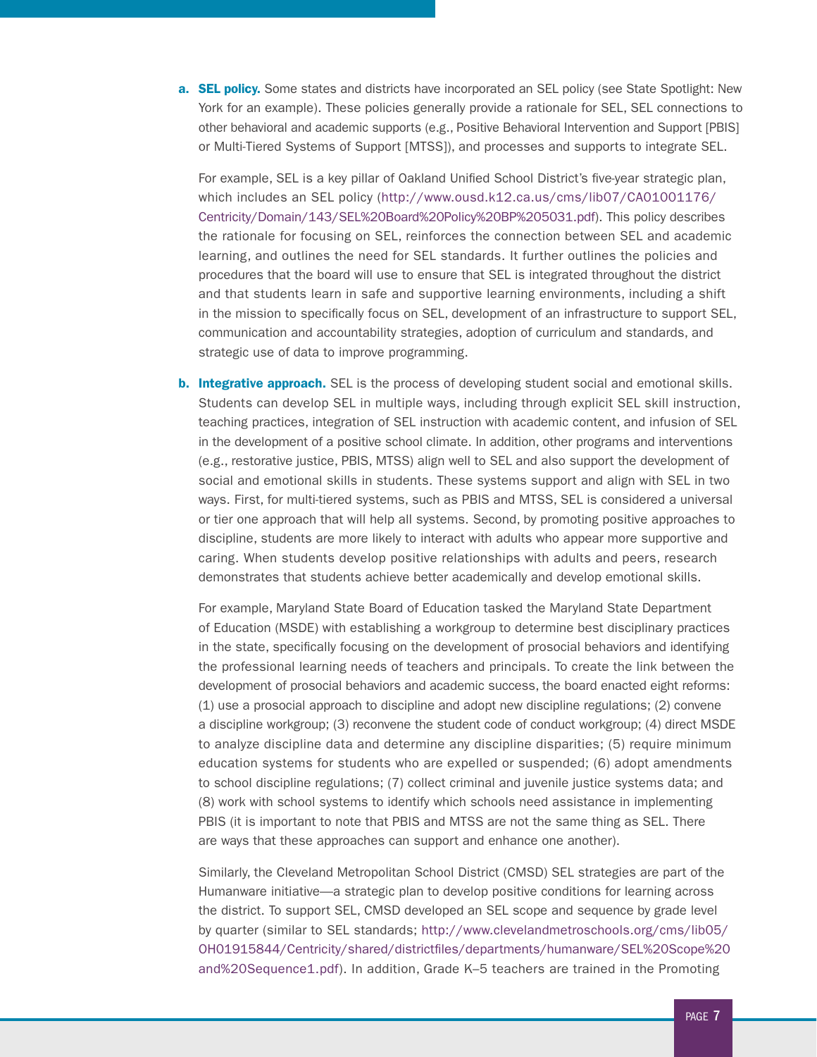a. **SEL policy.** Some states and districts have incorporated an SEL policy (see State Spotlight: New York for an example). These policies generally provide a rationale for SEL, SEL connections to other behavioral and academic supports (e.g., Positive Behavioral Intervention and Support [PBIS] or Multi-Tiered Systems of Support [MTSS]), and processes and supports to integrate SEL.

   For example, SEL is a key pillar of Oakland Unified School District's five-year strategic plan, which includes an SEL policy (http://www.ousd.k12.ca.us/cms/lib07/CA01001176/Centricity/Domain/143/SEL%20Board%20Policy%20BP%205031.pdf). This policy describes the rationale for focusing on SEL, reinforces the connection between SEL and academic learning, and outlines the need for SEL standards. It further outlines the policies and procedures that the board will use to ensure that SEL is integrated throughout the district and that students learn in safe and supportive learning environments, including a shift in the mission to specifically focus on SEL, development of an infrastructure to support SEL, communication and accountability strategies, adoption of curriculum and standards, and strategic use of data to improve programming.

b. **Integrative approach.** SEL is the process of developing student social and emotional skills. Students can develop SEL in multiple ways, including through explicit SEL skill instruction, teaching practices, integration of SEL instruction with academic content, and infusion of SEL in the development of a positive school climate. In addition, other programs and interventions (e.g., restorative justice, PBIS, MTSS) align well to SEL and also support the development of social and emotional skills in students. These systems support and align with SEL in two ways. First, for multi-tiered systems, such as PBIS and MTSS, SEL is considered a universal or tier one approach that will help all systems. Second, by promoting positive approaches to discipline, students are more likely to interact with adults who appear more supportive and caring. When students develop positive relationships with adults and peers, research demonstrates that students achieve better academically and develop emotional skills.

   For example, Maryland State Board of Education tasked the Maryland State Department of Education (MSDE) with establishing a workgroup to determine best disciplinary practices in the state, specifically focusing on the development of prosocial behaviors and identifying the professional learning needs of teachers and principals. To create the link between the development of prosocial behaviors and academic success, the board enacted eight reforms: (1) use a prosocial approach to discipline and adopt new discipline regulations; (2) convene a discipline workgroup; (3) reconvene the student code of conduct workgroup; (4) direct MSDE to analyze discipline data and determine any discipline disparities; (5) require minimum education systems for students who are expelled or suspended; (6) adopt amendments to school discipline regulations; (7) collect criminal and juvenile justice systems data; and (8) work with school systems to identify which schools need assistance in implementing PBIS (it is important to note that PBIS and MTSS are not the same thing as SEL. There are ways that these approaches can support and enhance one another).

   Similarly, the Cleveland Metropolitan School District (CMSD) SEL strategies are part of the Humanware initiative—a strategic plan to develop positive conditions for learning across the district. To support SEL, CMSD developed an SEL scope and sequence by grade level by quarter (similar to SEL standards; http://www.clevelandmetroschools.org/cms/lib05/OH01915844/Centricity/shared/districtfiles/departments/humanware/SEL%20Scope%20and%20Sequence1.pdf). In addition, Grade K–5 teachers are trained in the Promoting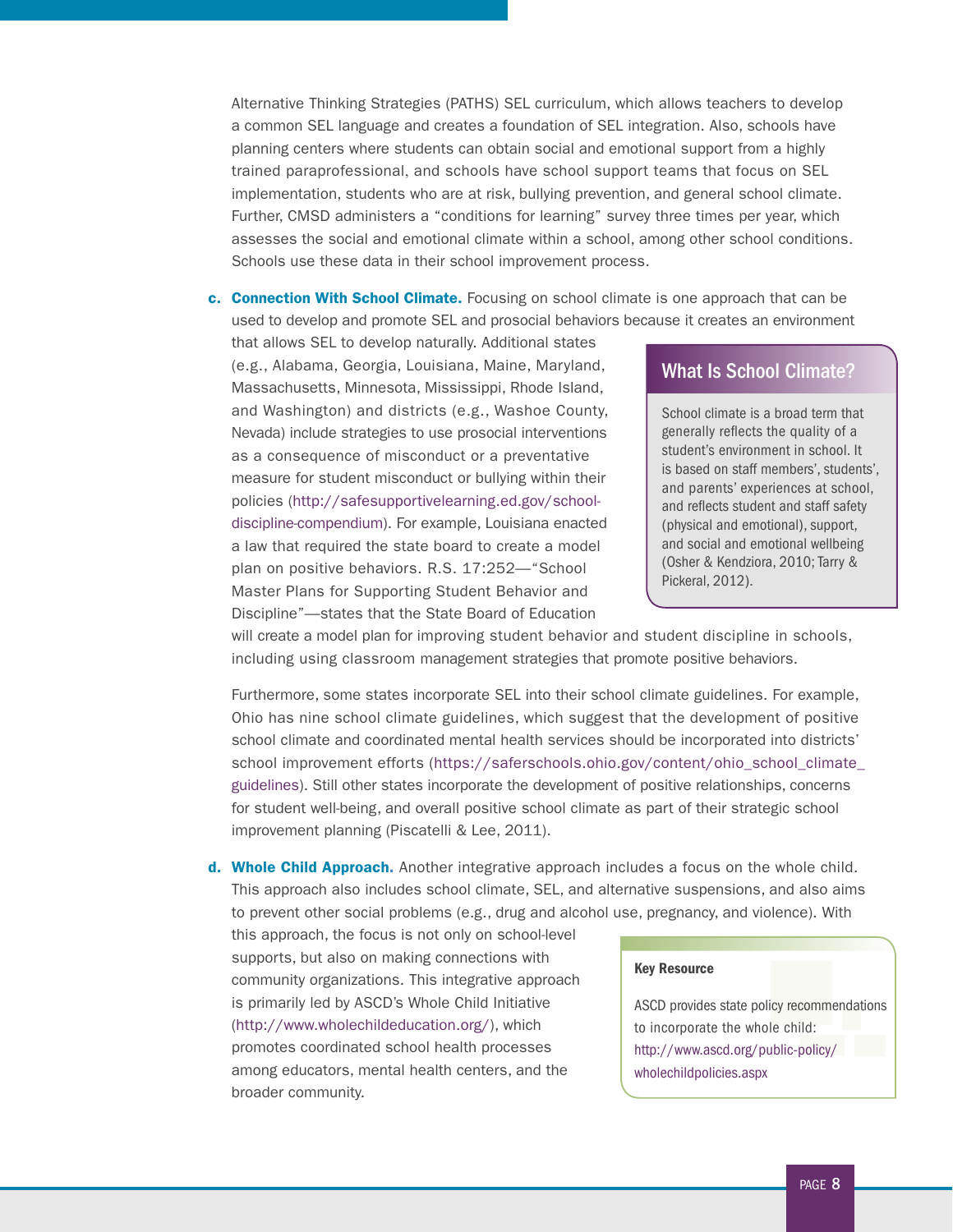Alternative Thinking Strategies (PATHS) SEL curriculum, which allows teachers to develop a common SEL language and creates a foundation of SEL integration. Also, schools have planning centers where students can obtain social and emotional support from a highly trained paraprofessional, and schools have school support teams that focus on SEL implementation, students who are at risk, bullying prevention, and general school climate. Further, CMSD administers a "conditions for learning" survey three times per year, which assesses the social and emotional climate within a school, among other school conditions. Schools use these data in their school improvement process.

c. **Connection With School Climate.** Focusing on school climate is one approach that can be used to develop and promote SEL and prosocial behaviors because it creates an environment that allows SEL to develop naturally. Additional states (e.g., Alabama, Georgia, Louisiana, Maine, Maryland, Massachusetts, Minnesota, Mississippi, Rhode Island, and Washington) and districts (e.g., Washoe County, Nevada) include strategies to use prosocial interventions as a consequence of misconduct or a preventative measure for student misconduct or bullying within their policies (http://safesupportivelearning.ed.gov/school-discipline-compendium). For example, Louisiana enacted a law that required the state board to create a model plan on positive behaviors. R.S. 17:252—"School Master Plans for Supporting Student Behavior and Discipline"—states that the State Board of Education will create a model plan for improving student behavior and student discipline in schools, including using classroom management strategies that promote positive behaviors.

> **What Is School Climate?**
>
> School climate is a broad term that generally reflects the quality of a student's environment in school. It is based on staff members', students', and parents' experiences at school, and reflects student and staff safety (physical and emotional), support, and social and emotional wellbeing (Osher & Kendziora, 2010; Tarry & Pickeral, 2012).

Furthermore, some states incorporate SEL into their school climate guidelines. For example, Ohio has nine school climate guidelines, which suggest that the development of positive school climate and coordinated mental health services should be incorporated into districts' school improvement efforts (https://saferschools.ohio.gov/content/ohio_school_climate_guidelines). Still other states incorporate the development of positive relationships, concerns for student well-being, and overall positive school climate as part of their strategic school improvement planning (Piscatelli & Lee, 2011).

d. **Whole Child Approach.** Another integrative approach includes a focus on the whole child. This approach also includes school climate, SEL, and alternative suspensions, and also aims to prevent other social problems (e.g., drug and alcohol use, pregnancy, and violence). With this approach, the focus is not only on school-level supports, but also on making connections with community organizations. This integrative approach is primarily led by ASCD's Whole Child Initiative (http://www.wholechildeducation.org/), which promotes coordinated school health processes among educators, mental health centers, and the broader community.

> **Key Resource**
>
> ASCD provides state policy recommendations to incorporate the whole child: http://www.ascd.org/public-policy/wholechildpolicies.aspx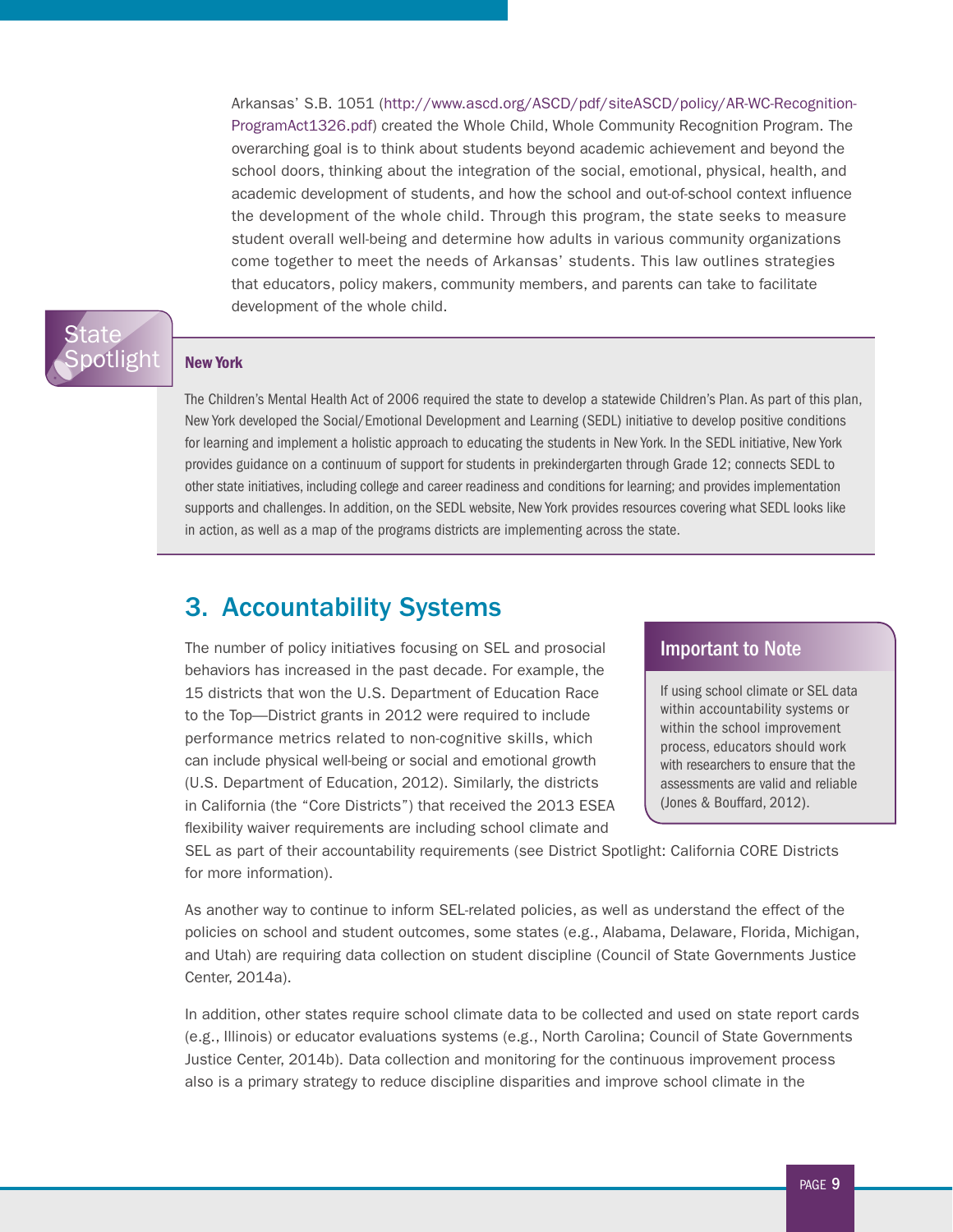Arkansas' S.B. 1051 (http://www.ascd.org/ASCD/pdf/siteASCD/policy/AR-WC-Recognition-ProgramAct1326.pdf) created the Whole Child, Whole Community Recognition Program. The overarching goal is to think about students beyond academic achievement and beyond the school doors, thinking about the integration of the social, emotional, physical, health, and academic development of students, and how the school and out-of-school context influence the development of the whole child. Through this program, the state seeks to measure student overall well-being and determine how adults in various community organizations come together to meet the needs of Arkansas' students. This law outlines strategies that educators, policy makers, community members, and parents can take to facilitate development of the whole child.

> **State Spotlight**
>
> **New York**
>
> The Children's Mental Health Act of 2006 required the state to develop a statewide Children's Plan. As part of this plan, New York developed the Social/Emotional Development and Learning (SEDL) initiative to develop positive conditions for learning and implement a holistic approach to educating the students in New York. In the SEDL initiative, New York provides guidance on a continuum of support for students in prekindergarten through Grade 12; connects SEDL to other state initiatives, including college and career readiness and conditions for learning; and provides implementation supports and challenges. In addition, on the SEDL website, New York provides resources covering what SEDL looks like in action, as well as a map of the programs districts are implementing across the state.

## 3. Accountability Systems

The number of policy initiatives focusing on SEL and prosocial behaviors has increased in the past decade. For example, the 15 districts that won the U.S. Department of Education Race to the Top—District grants in 2012 were required to include performance metrics related to non-cognitive skills, which can include physical well-being or social and emotional growth (U.S. Department of Education, 2012). Similarly, the districts in California (the "Core Districts") that received the 2013 ESEA flexibility waiver requirements are including school climate and SEL as part of their accountability requirements (see District Spotlight: California CORE Districts for more information).

> **Important to Note**
>
> If using school climate or SEL data within accountability systems or within the school improvement process, educators should work with researchers to ensure that the assessments are valid and reliable (Jones & Bouffard, 2012).

As another way to continue to inform SEL-related policies, as well as understand the effect of the policies on school and student outcomes, some states (e.g., Alabama, Delaware, Florida, Michigan, and Utah) are requiring data collection on student discipline (Council of State Governments Justice Center, 2014a).

In addition, other states require school climate data to be collected and used on state report cards (e.g., Illinois) or educator evaluations systems (e.g., North Carolina; Council of State Governments Justice Center, 2014b). Data collection and monitoring for the continuous improvement process also is a primary strategy to reduce discipline disparities and improve school climate in the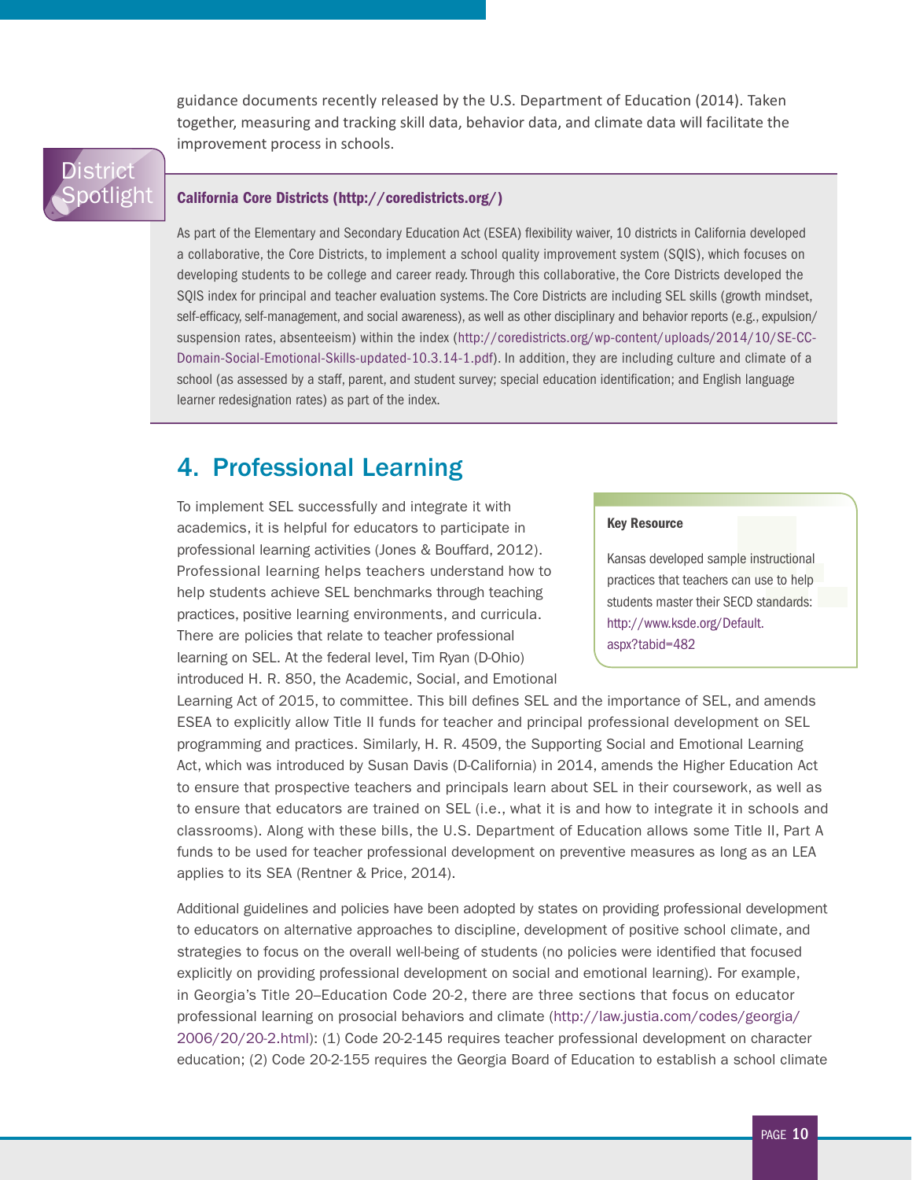guidance documents recently released by the U.S. Department of Education (2014). Taken together, measuring and tracking skill data, behavior data, and climate data will facilitate the improvement process in schools.

> **District Spotlight**
>
> **California Core Districts (http://coredistricts.org/)**
>
> As part of the Elementary and Secondary Education Act (ESEA) flexibility waiver, 10 districts in California developed a collaborative, the Core Districts, to implement a school quality improvement system (SQIS), which focuses on developing students to be college and career ready. Through this collaborative, the Core Districts developed the SQIS index for principal and teacher evaluation systems. The Core Districts are including SEL skills (growth mindset, self-efficacy, self-management, and social awareness), as well as other disciplinary and behavior reports (e.g., expulsion/suspension rates, absenteeism) within the index (http://coredistricts.org/wp-content/uploads/2014/10/SE-CC-Domain-Social-Emotional-Skills-updated-10.3.14-1.pdf). In addition, they are including culture and climate of a school (as assessed by a staff, parent, and student survey; special education identification; and English language learner redesignation rates) as part of the index.

## 4. Professional Learning

> **Key Resource**
>
> Kansas developed sample instructional practices that teachers can use to help students master their SECD standards: http://www.ksde.org/Default.aspx?tabid=482

To implement SEL successfully and integrate it with academics, it is helpful for educators to participate in professional learning activities (Jones & Bouffard, 2012). Professional learning helps teachers understand how to help students achieve SEL benchmarks through teaching practices, positive learning environments, and curricula. There are policies that relate to teacher professional learning on SEL. At the federal level, Tim Ryan (D-Ohio) introduced H. R. 850, the Academic, Social, and Emotional Learning Act of 2015, to committee. This bill defines SEL and the importance of SEL, and amends ESEA to explicitly allow Title II funds for teacher and principal professional development on SEL programming and practices. Similarly, H. R. 4509, the Supporting Social and Emotional Learning Act, which was introduced by Susan Davis (D-California) in 2014, amends the Higher Education Act to ensure that prospective teachers and principals learn about SEL in their coursework, as well as to ensure that educators are trained on SEL (i.e., what it is and how to integrate it in schools and classrooms). Along with these bills, the U.S. Department of Education allows some Title II, Part A funds to be used for teacher professional development on preventive measures as long as an LEA applies to its SEA (Rentner & Price, 2014).

Additional guidelines and policies have been adopted by states on providing professional development to educators on alternative approaches to discipline, development of positive school climate, and strategies to focus on the overall well-being of students (no policies were identified that focused explicitly on providing professional development on social and emotional learning). For example, in Georgia's Title 20–Education Code 20-2, there are three sections that focus on educator professional learning on prosocial behaviors and climate (http://law.justia.com/codes/georgia/2006/20/20-2.html): (1) Code 20-2-145 requires teacher professional development on character education; (2) Code 20-2-155 requires the Georgia Board of Education to establish a school climate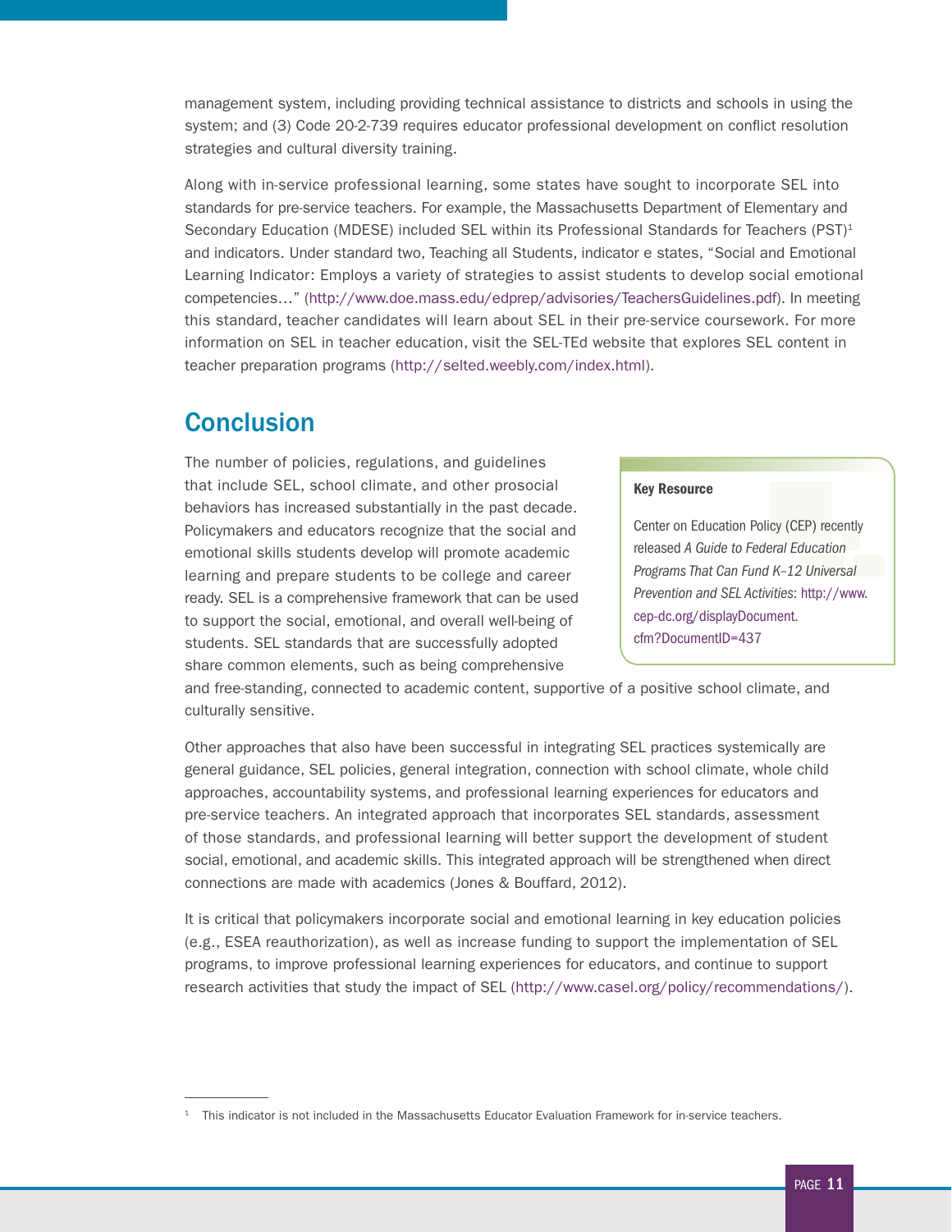management system, including providing technical assistance to districts and schools in using the system; and (3) Code 20-2-739 requires educator professional development on conflict resolution strategies and cultural diversity training.

Along with in-service professional learning, some states have sought to incorporate SEL into standards for pre-service teachers. For example, the Massachusetts Department of Elementary and Secondary Education (MDESE) included SEL within its Professional Standards for Teachers (PST)[1] and indicators. Under standard two, Teaching all Students, indicator e states, "Social and Emotional Learning Indicator: Employs a variety of strategies to assist students to develop social emotional competencies…" (http://www.doe.mass.edu/edprep/advisories/TeachersGuidelines.pdf). In meeting this standard, teacher candidates will learn about SEL in their pre-service coursework. For more information on SEL in teacher education, visit the SEL-TEd website that explores SEL content in teacher preparation programs (http://selted.weebly.com/index.html).

## Conclusion

The number of policies, regulations, and guidelines that include SEL, school climate, and other prosocial behaviors has increased substantially in the past decade. Policymakers and educators recognize that the social and emotional skills students develop will promote academic learning and prepare students to be college and career ready. SEL is a comprehensive framework that can be used to support the social, emotional, and overall well-being of students. SEL standards that are successfully adopted share common elements, such as being comprehensive and free-standing, connected to academic content, supportive of a positive school climate, and culturally sensitive.

> **Key Resource**
>
> Center on Education Policy (CEP) recently released *A Guide to Federal Education Programs That Can Fund K–12 Universal Prevention and SEL Activities*: http://www.cep-dc.org/displayDocument.cfm?DocumentID=437

Other approaches that also have been successful in integrating SEL practices systemically are general guidance, SEL policies, general integration, connection with school climate, whole child approaches, accountability systems, and professional learning experiences for educators and pre-service teachers. An integrated approach that incorporates SEL standards, assessment of those standards, and professional learning will better support the development of student social, emotional, and academic skills. This integrated approach will be strengthened when direct connections are made with academics (Jones & Bouffard, 2012).

It is critical that policymakers incorporate social and emotional learning in key education policies (e.g., ESEA reauthorization), as well as increase funding to support the implementation of SEL programs, to improve professional learning experiences for educators, and continue to support research activities that study the impact of SEL (http://www.casel.org/policy/recommendations/).

[1] This indicator is not included in the Massachusetts Educator Evaluation Framework for in-service teachers.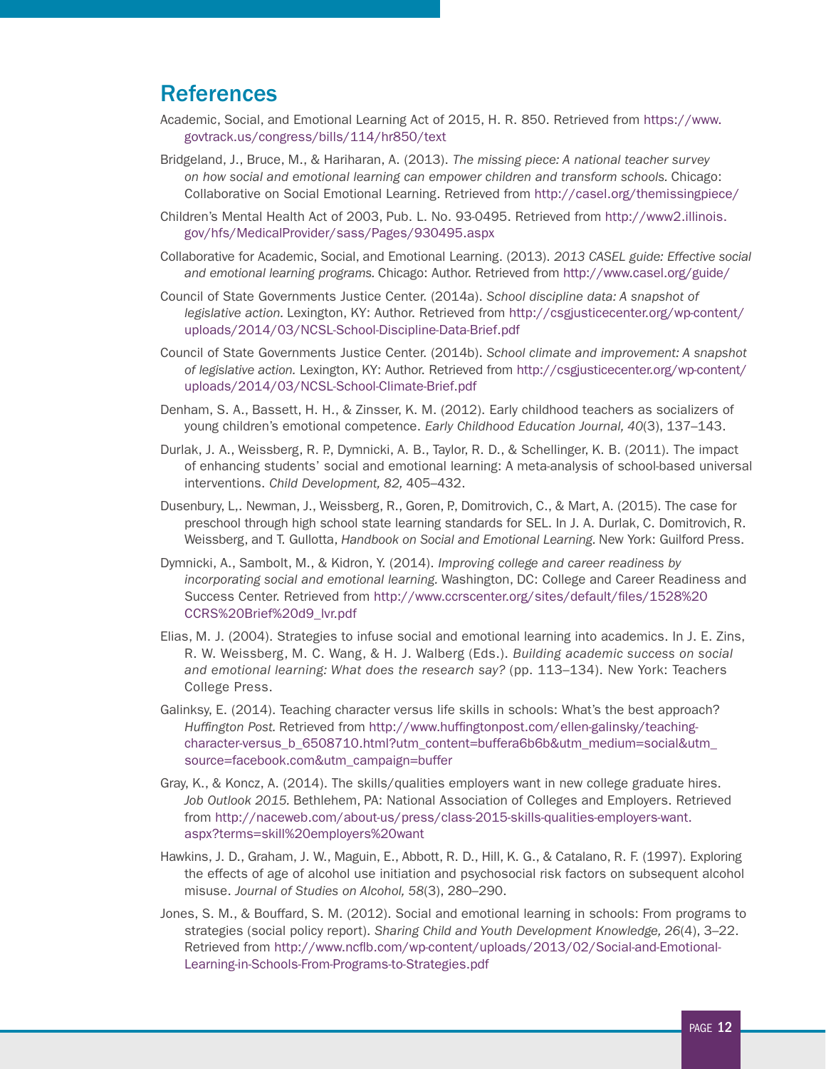## References

Academic, Social, and Emotional Learning Act of 2015, H. R. 850. Retrieved from https://www.govtrack.us/congress/bills/114/hr850/text

Bridgeland, J., Bruce, M., & Hariharan, A. (2013). *The missing piece: A national teacher survey on how social and emotional learning can empower children and transform schools.* Chicago: Collaborative on Social Emotional Learning. Retrieved from http://casel.org/themissingpiece/

Children's Mental Health Act of 2003, Pub. L. No. 93-0495. Retrieved from http://www2.illinois.gov/hfs/MedicalProvider/sass/Pages/930495.aspx

Collaborative for Academic, Social, and Emotional Learning. (2013). *2013 CASEL guide: Effective social and emotional learning programs.* Chicago: Author. Retrieved from http://www.casel.org/guide/

Council of State Governments Justice Center. (2014a). *School discipline data: A snapshot of legislative action.* Lexington, KY: Author. Retrieved from http://csgjusticecenter.org/wp-content/uploads/2014/03/NCSL-School-Discipline-Data-Brief.pdf

Council of State Governments Justice Center. (2014b). *School climate and improvement: A snapshot of legislative action.* Lexington, KY: Author. Retrieved from http://csgjusticecenter.org/wp-content/uploads/2014/03/NCSL-School-Climate-Brief.pdf

Denham, S. A., Bassett, H. H., & Zinsser, K. M. (2012). Early childhood teachers as socializers of young children's emotional competence. *Early Childhood Education Journal, 40*(3), 137–143.

Durlak, J. A., Weissberg, R. P., Dymnicki, A. B., Taylor, R. D., & Schellinger, K. B. (2011). The impact of enhancing students' social and emotional learning: A meta-analysis of school-based universal interventions. *Child Development, 82,* 405–432.

Dusenbury, L,. Newman, J., Weissberg, R., Goren, P., Domitrovich, C., & Mart, A. (2015). The case for preschool through high school state learning standards for SEL. In J. A. Durlak, C. Domitrovich, R. Weissberg, and T. Gullotta, *Handbook on Social and Emotional Learning.* New York: Guilford Press.

Dymnicki, A., Sambolt, M., & Kidron, Y. (2014). *Improving college and career readiness by incorporating social and emotional learning.* Washington, DC: College and Career Readiness and Success Center. Retrieved from http://www.ccrscenter.org/sites/default/files/1528%20CCRS%20Brief%20d9_lvr.pdf

Elias, M. J. (2004). Strategies to infuse social and emotional learning into academics. In J. E. Zins, R. W. Weissberg, M. C. Wang, & H. J. Walberg (Eds.). *Building academic success on social and emotional learning: What does the research say?* (pp. 113–134). New York: Teachers College Press.

Galinksy, E. (2014). Teaching character versus life skills in schools: What's the best approach? *Huffington Post.* Retrieved from http://www.huffingtonpost.com/ellen-galinsky/teaching-character-versus_b_6508710.html?utm_content=buffera6b6b&utm_medium=social&utm_source=facebook.com&utm_campaign=buffer

Gray, K., & Koncz, A. (2014). The skills/qualities employers want in new college graduate hires. *Job Outlook 2015.* Bethlehem, PA: National Association of Colleges and Employers. Retrieved from http://naceweb.com/about-us/press/class-2015-skills-qualities-employers-want.aspx?terms=skill%20employers%20want

Hawkins, J. D., Graham, J. W., Maguin, E., Abbott, R. D., Hill, K. G., & Catalano, R. F. (1997). Exploring the effects of age of alcohol use initiation and psychosocial risk factors on subsequent alcohol misuse. *Journal of Studies on Alcohol, 58*(3), 280–290.

Jones, S. M., & Bouffard, S. M. (2012). Social and emotional learning in schools: From programs to strategies (social policy report). *Sharing Child and Youth Development Knowledge, 26*(4), 3–22. Retrieved from http://www.ncflb.com/wp-content/uploads/2013/02/Social-and-Emotional-Learning-in-Schools-From-Programs-to-Strategies.pdf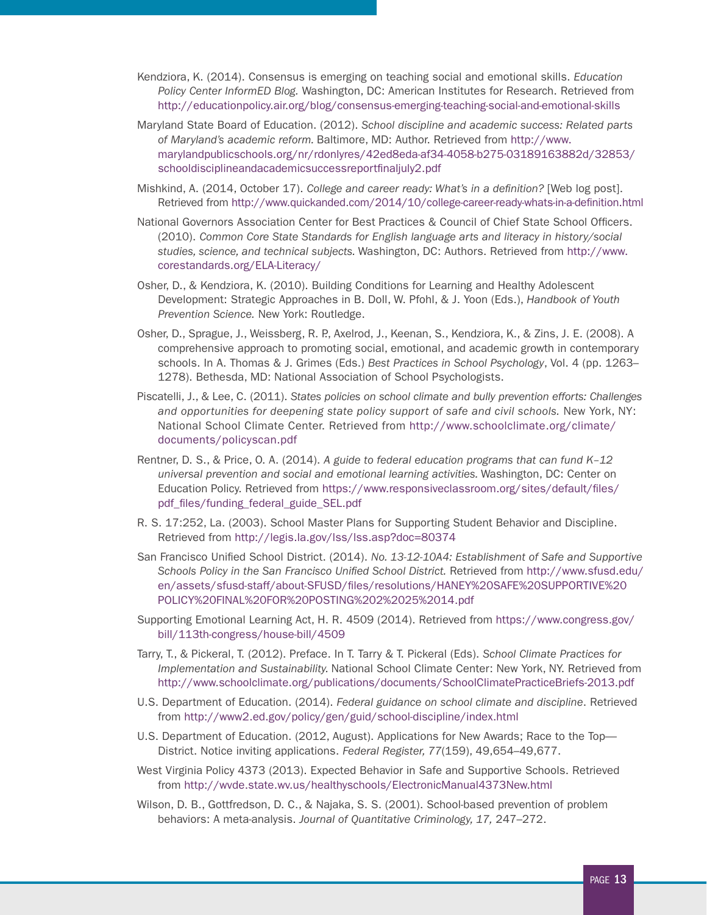Kendziora, K. (2014). Consensus is emerging on teaching social and emotional skills. *Education Policy Center InformED Blog.* Washington, DC: American Institutes for Research. Retrieved from http://educationpolicy.air.org/blog/consensus-emerging-teaching-social-and-emotional-skills

Maryland State Board of Education. (2012). *School discipline and academic success: Related parts of Maryland's academic reform.* Baltimore, MD: Author. Retrieved from http://www.marylandpublicschools.org/nr/rdonlyres/42ed8eda-af34-4058-b275-03189163882d/32853/schooldisciplineandacademicsuccessreportfinaljuly2.pdf

Mishkind, A. (2014, October 17). *College and career ready: What's in a definition?* [Web log post]. Retrieved from http://www.quickanded.com/2014/10/college-career-ready-whats-in-a-definition.html

National Governors Association Center for Best Practices & Council of Chief State School Officers. (2010). *Common Core State Standards for English language arts and literacy in history/social studies, science, and technical subjects.* Washington, DC: Authors. Retrieved from http://www.corestandards.org/ELA-Literacy/

Osher, D., & Kendziora, K. (2010). Building Conditions for Learning and Healthy Adolescent Development: Strategic Approaches in B. Doll, W. Pfohl, & J. Yoon (Eds.), *Handbook of Youth Prevention Science.* New York: Routledge.

Osher, D., Sprague, J., Weissberg, R. P., Axelrod, J., Keenan, S., Kendziora, K., & Zins, J. E. (2008). A comprehensive approach to promoting social, emotional, and academic growth in contemporary schools. In A. Thomas & J. Grimes (Eds.) *Best Practices in School Psychology*, Vol. 4 (pp. 1263–1278). Bethesda, MD: National Association of School Psychologists.

Piscatelli, J., & Lee, C. (2011). *States policies on school climate and bully prevention efforts: Challenges and opportunities for deepening state policy support of safe and civil schools.* New York, NY: National School Climate Center. Retrieved from http://www.schoolclimate.org/climate/documents/policyscan.pdf

Rentner, D. S., & Price, O. A. (2014). *A guide to federal education programs that can fund K–12 universal prevention and social and emotional learning activities.* Washington, DC: Center on Education Policy. Retrieved from https://www.responsiveclassroom.org/sites/default/files/pdf_files/funding_federal_guide_SEL.pdf

R. S. 17:252, La. (2003). School Master Plans for Supporting Student Behavior and Discipline. Retrieved from http://legis.la.gov/lss/lss.asp?doc=80374

San Francisco Unified School District. (2014). *No. 13-12-10A4: Establishment of Safe and Supportive Schools Policy in the San Francisco Unified School District.* Retrieved from http://www.sfusd.edu/en/assets/sfusd-staff/about-SFUSD/files/resolutions/HANEY%20SAFE%20SUPPORTIVE%20POLICY%20FINAL%20FOR%20POSTING%202%2025%2014.pdf

Supporting Emotional Learning Act, H. R. 4509 (2014). Retrieved from https://www.congress.gov/bill/113th-congress/house-bill/4509

Tarry, T., & Pickeral, T. (2012). Preface. In T. Tarry & T. Pickeral (Eds). *School Climate Practices for Implementation and Sustainability.* National School Climate Center: New York, NY. Retrieved from http://www.schoolclimate.org/publications/documents/SchoolClimatePracticeBriefs-2013.pdf

U.S. Department of Education. (2014). *Federal guidance on school climate and discipline*. Retrieved from http://www2.ed.gov/policy/gen/guid/school-discipline/index.html

U.S. Department of Education. (2012, August). Applications for New Awards; Race to the Top—District. Notice inviting applications. *Federal Register, 77*(159), 49,654–49,677.

West Virginia Policy 4373 (2013). Expected Behavior in Safe and Supportive Schools. Retrieved from http://wvde.state.wv.us/healthyschools/ElectronicManual4373New.html

Wilson, D. B., Gottfredson, D. C., & Najaka, S. S. (2001). School-based prevention of problem behaviors: A meta-analysis. *Journal of Quantitative Criminology, 17,* 247–272.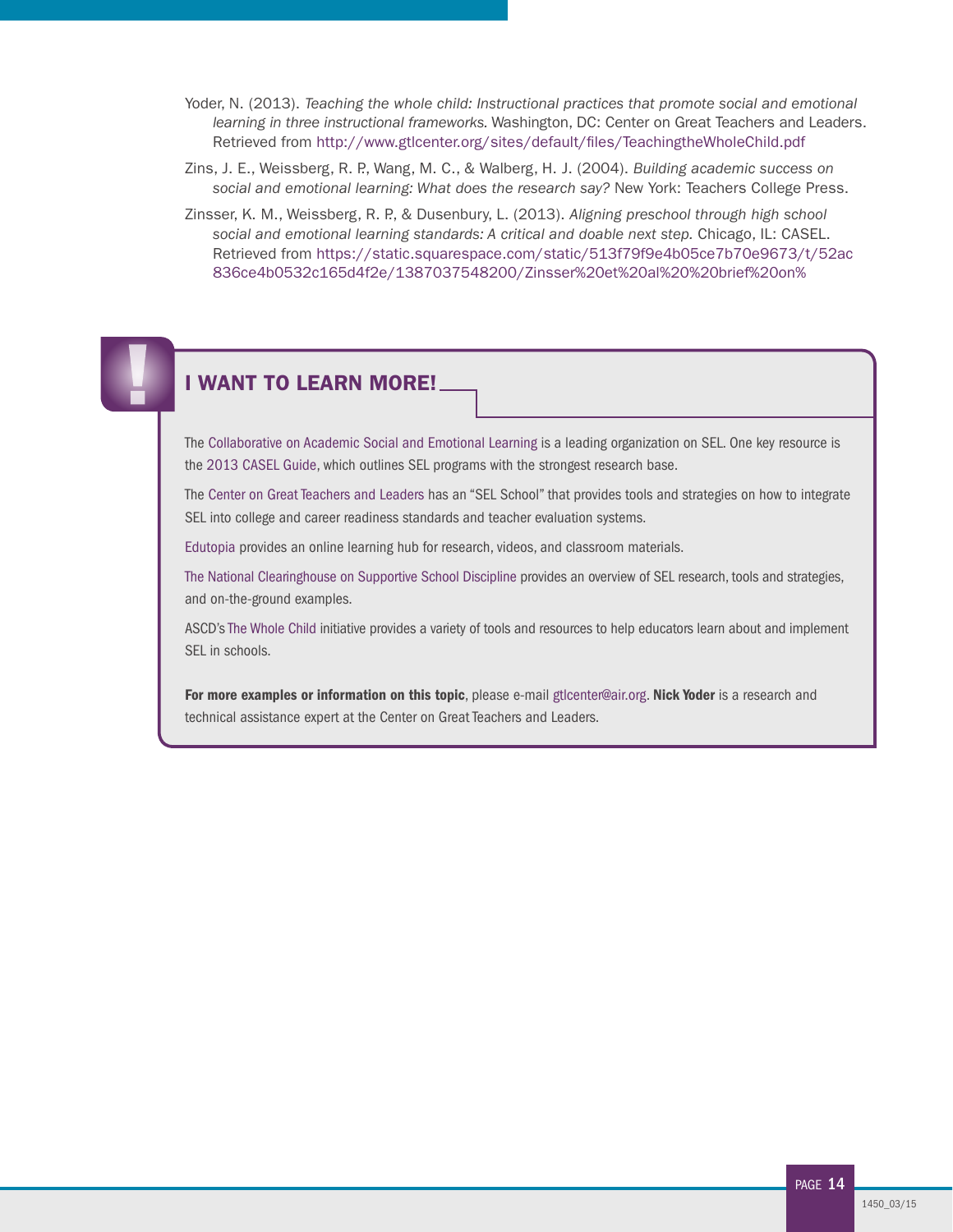Yoder, N. (2013). *Teaching the whole child: Instructional practices that promote social and emotional learning in three instructional frameworks.* Washington, DC: Center on Great Teachers and Leaders. Retrieved from http://www.gtlcenter.org/sites/default/files/TeachingtheWholeChild.pdf

Zins, J. E., Weissberg, R. P., Wang, M. C., & Walberg, H. J. (2004). *Building academic success on social and emotional learning: What does the research say?* New York: Teachers College Press.

Zinsser, K. M., Weissberg, R. P., & Dusenbury, L. (2013). *Aligning preschool through high school social and emotional learning standards: A critical and doable next step.* Chicago, IL: CASEL. Retrieved from https://static.squarespace.com/static/513f79f9e4b05ce7b70e9673/t/52ac836ce4b0532c165d4f2e/1387037548200/Zinsser%20et%20al%20%20brief%20on%

## I WANT TO LEARN MORE!

The Collaborative on Academic Social and Emotional Learning is a leading organization on SEL. One key resource is the 2013 CASEL Guide, which outlines SEL programs with the strongest research base.

The Center on Great Teachers and Leaders has an "SEL School" that provides tools and strategies on how to integrate SEL into college and career readiness standards and teacher evaluation systems.

Edutopia provides an online learning hub for research, videos, and classroom materials.

The National Clearinghouse on Supportive School Discipline provides an overview of SEL research, tools and strategies, and on-the-ground examples.

ASCD's The Whole Child initiative provides a variety of tools and resources to help educators learn about and implement SEL in schools.

**For more examples or information on this topic**, please e-mail gtlcenter@air.org. **Nick Yoder** is a research and technical assistance expert at the Center on Great Teachers and Leaders.

1450_03/15